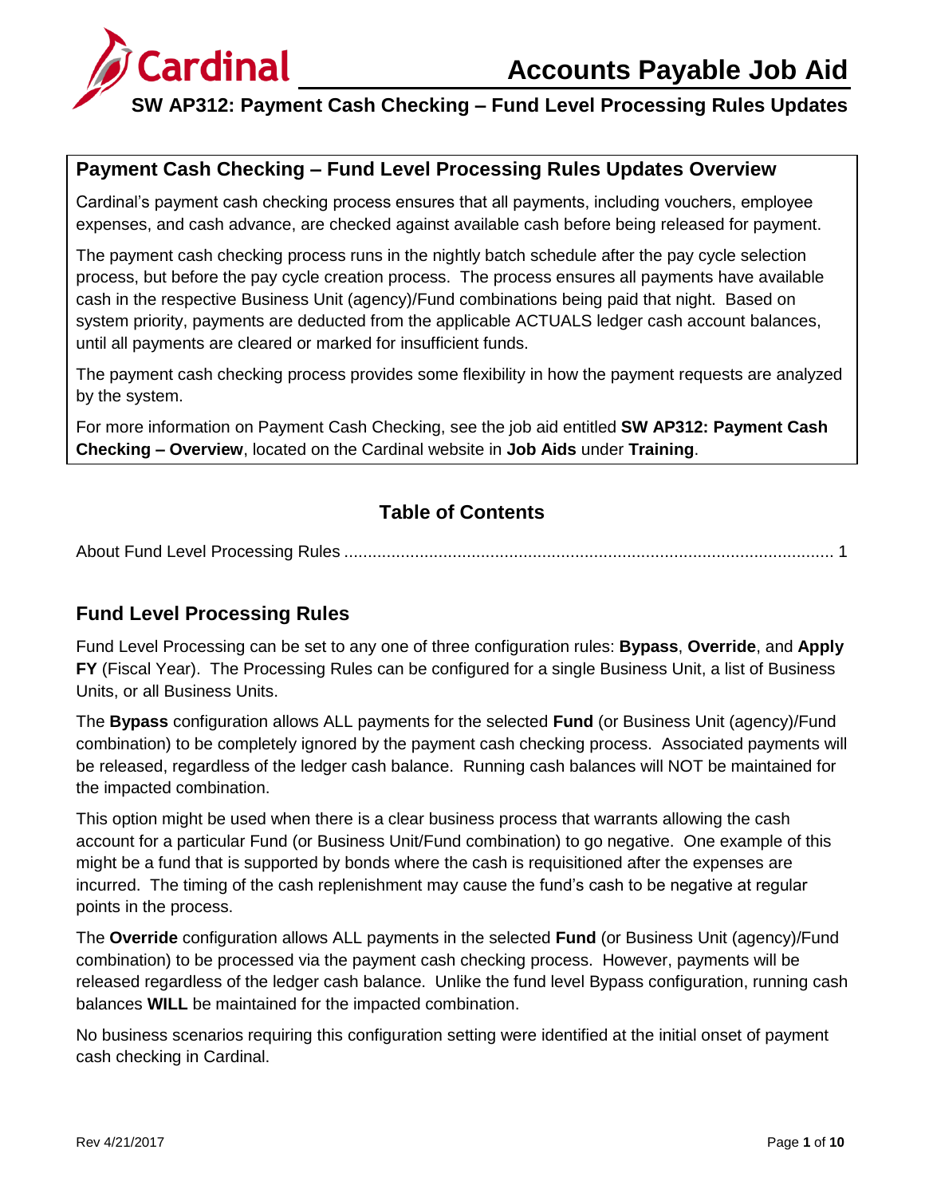# Accounts Payable Job Aid

## SW AP312: Payment Cash Checking – Fund Level Processing Rules Updates

### Payment Cash Checking – Fund Level Processing Rules Updates Overview

Cardinal's payment cash checking process ensures that all payments, including vouchers, employee expenses, and cash advance, are checked against available cash before being released for payment.

The payment cash checking process runs in the nightly batch schedule after the pay cycle selection process, but before the pay cycle creation process. The process ensures all payments have available cash in the respective Business Unit (agency)/Fund combinations being paid that night. Based on system priority, payments are deducted from the applicable ACTUALS ledger cash account balances, until all payments are cleared or marked for insufficient funds.

The payment cash checking process provides some flexibility in how the payment requests are analyzed by the system.

For more information on Payment Cash Checking, see the job aid entitled **SW AP312: Payment Cash Checking – Overview**, located on the Cardinal website in **Job Aids** under **Training**.

### Table of Contents

About Fund Level Processing Rules ........................................................................................................ 1

### Fund Level Processing Rules

Fund Level Processing can be set to any one of three configuration rules: **Bypass**, **Override**, and **Apply FY** (Fiscal Year). The Processing Rules can be configured for a single Business Unit, a list of Business Units, or all Business Units.

The **Bypass** configuration allows ALL payments for the selected **Fund** (or Business Unit (agency)/Fund combination) to be completely ignored by the payment cash checking process. Associated payments will be released, regardless of the ledger cash balance. Running cash balances will NOT be maintained for the impacted combination.

This option might be used when there is a clear business process that warrants allowing the cash account for a particular Fund (or Business Unit/Fund combination) to go negative. One example of this might be a fund that is supported by bonds where the cash is requisitioned after the expenses are incurred. The timing of the cash replenishment may cause the fund's cash to be negative at regular points in the process.

The **Override** configuration allows ALL payments in the selected **Fund** (or Business Unit (agency)/Fund combination) to be processed via the payment cash checking process. However, payments will be released regardless of the ledger cash balance. Unlike the fund level Bypass configuration, running cash balances **WILL** be maintained for the impacted combination.

No business scenarios requiring this configuration setting were identified at the initial onset of payment cash checking in Cardinal.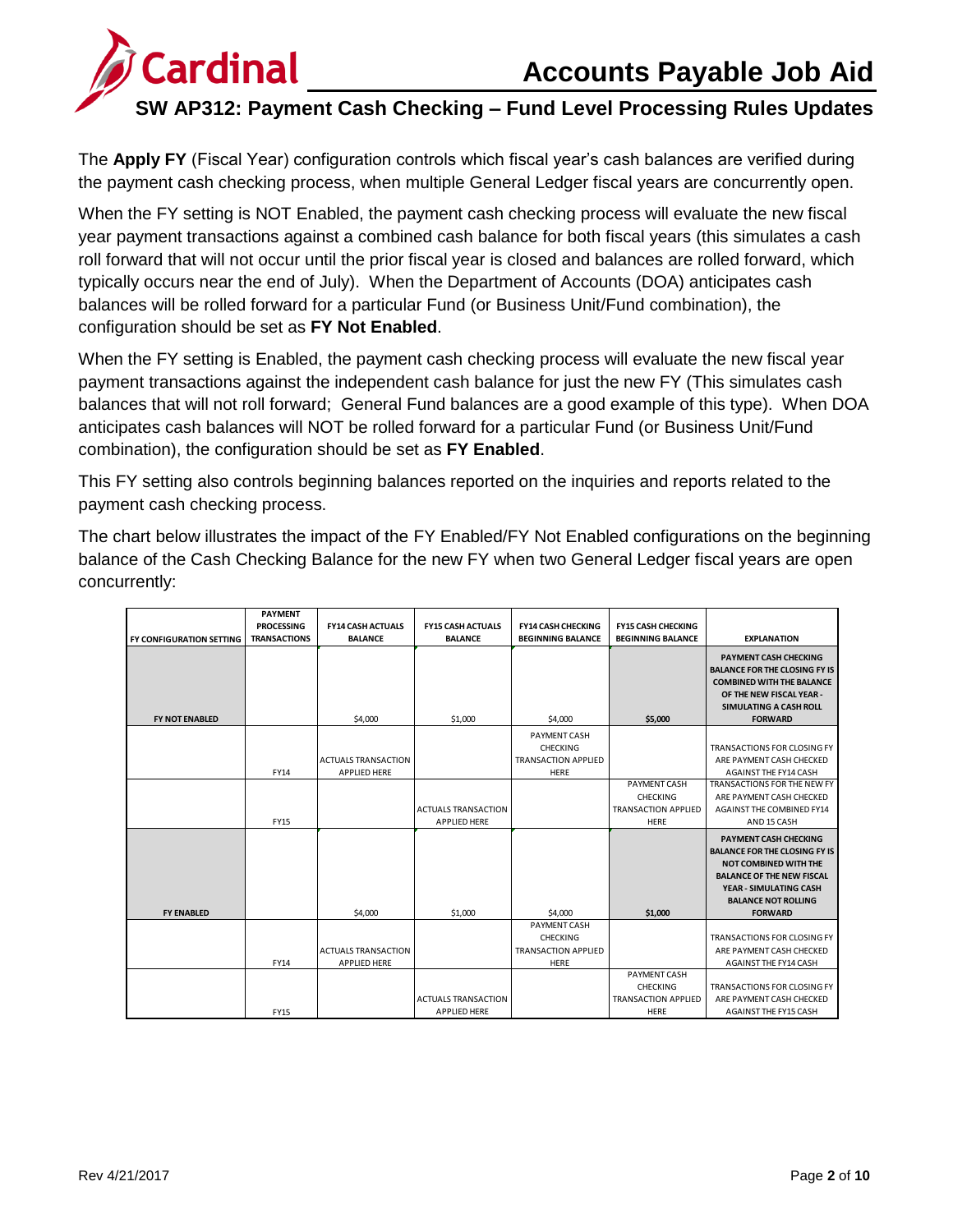# Accounts Payable Job Aid

## SW AP312: Payment Cash Checking – Fund Level Processing Rules Updates

The **Apply FY** (Fiscal Year) configuration controls which fiscal year's cash balances are verified during the payment cash checking process, when multiple General Ledger fiscal years are concurrently open.

When the FY setting is NOT Enabled, the payment cash checking process will evaluate the new fiscal year payment transactions against a combined cash balance for both fiscal years (this simulates a cash roll forward that will not occur until the prior fiscal year is closed and balances are rolled forward, which typically occurs near the end of July). When the Department of Accounts (DOA) anticipates cash balances will be rolled forward for a particular Fund (or Business Unit/Fund combination), the configuration should be set as **FY Not Enabled**.

When the FY setting is Enabled, the payment cash checking process will evaluate the new fiscal year payment transactions against the independent cash balance for just the new FY (This simulates cash balances that will not roll forward; General Fund balances are a good example of this type). When DOA anticipates cash balances will NOT be rolled forward for a particular Fund (or Business Unit/Fund combination), the configuration should be set as **FY Enabled**.

This FY setting also controls beginning balances reported on the inquiries and reports related to the payment cash checking process.

The chart below illustrates the impact of the FY Enabled/FY Not Enabled configurations on the beginning balance of the Cash Checking Balance for the new FY when two General Ledger fiscal years are open concurrently:

| FY CONFIGURATION SETTING | PAYMENT PROCESSING TRANSACTIONS | FY14 CASH ACTUALS BALANCE | FY15 CASH ACTUALS BALANCE | FY14 CASH CHECKING BEGINNING BALANCE | FY15 CASH CHECKING BEGINNING BALANCE | EXPLANATION |
|---|---|---|---|---|---|---|
| **FY NOT ENABLED** | | $4,000 | $1,000 | $4,000 | **$5,000** | **PAYMENT CASH CHECKING BALANCE FOR THE CLOSING FY IS COMBINED WITH THE BALANCE OF THE NEW FISCAL YEAR - SIMULATING A CASH ROLL FORWARD** |
| | FY14 | ACTUALS TRANSACTION APPLIED HERE | | PAYMENT CASH CHECKING TRANSACTION APPLIED HERE | | TRANSACTIONS FOR CLOSING FY ARE PAYMENT CASH CHECKED AGAINST THE FY14 CASH |
| | FY15 | | ACTUALS TRANSACTION APPLIED HERE | | PAYMENT CASH CHECKING TRANSACTION APPLIED HERE | TRANSACTIONS FOR THE NEW FY ARE PAYMENT CASH CHECKED AGAINST THE COMBINED FY14 AND 15 CASH |
| **FY ENABLED** | | $4,000 | $1,000 | $4,000 | **$1,000** | **PAYMENT CASH CHECKING BALANCE FOR THE CLOSING FY IS NOT COMBINED WITH THE BALANCE OF THE NEW FISCAL YEAR - SIMULATING CASH BALANCE NOT ROLLING FORWARD** |
| | FY14 | ACTUALS TRANSACTION APPLIED HERE | | PAYMENT CASH CHECKING TRANSACTION APPLIED HERE | | TRANSACTIONS FOR CLOSING FY ARE PAYMENT CASH CHECKED AGAINST THE FY14 CASH |
| | FY15 | | ACTUALS TRANSACTION APPLIED HERE | | PAYMENT CASH CHECKING TRANSACTION APPLIED HERE | TRANSACTIONS FOR CLOSING FY ARE PAYMENT CASH CHECKED AGAINST THE FY15 CASH |

Rev 4/21/2017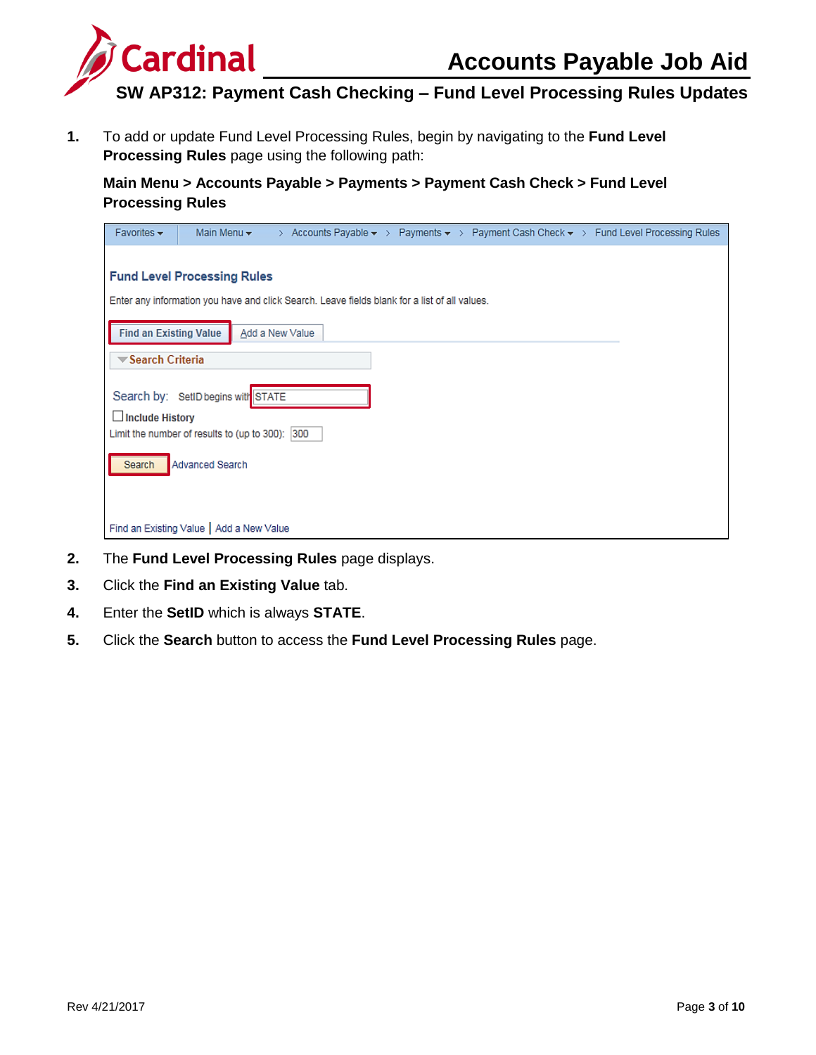1. To add or update Fund Level Processing Rules, begin by navigating to the **Fund Level Processing Rules** page using the following path:

   **Main Menu > Accounts Payable > Payments > Payment Cash Check > Fund Level Processing Rules**

2. The **Fund Level Processing Rules** page displays.
3. Click the **Find an Existing Value** tab.
4. Enter the **SetID** which is always **STATE**.
5. Click the **Search** button to access the **Fund Level Processing Rules** page.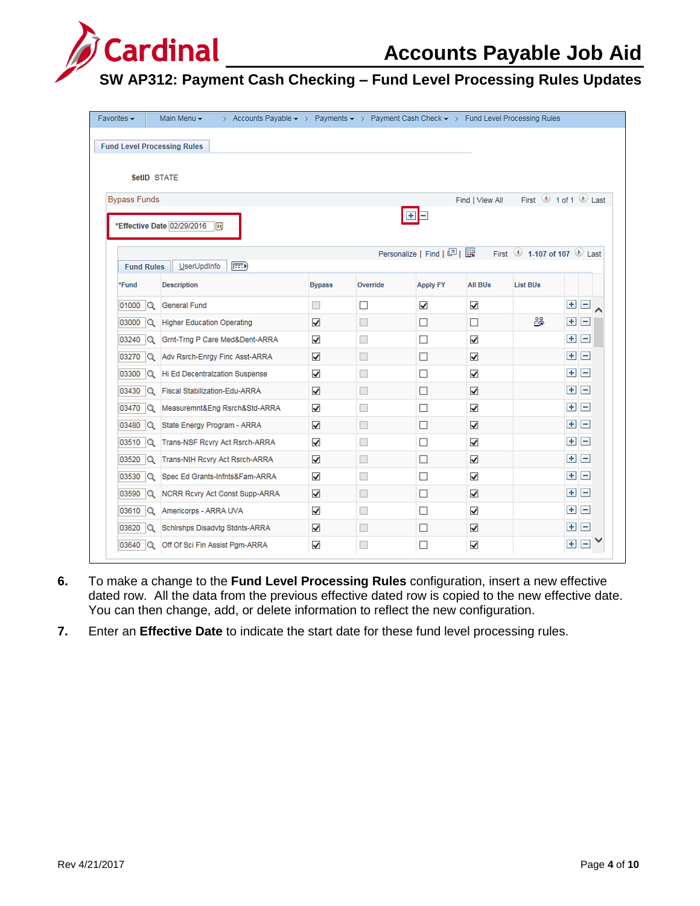# Accounts Payable Job Aid

## SW AP312: Payment Cash Checking – Fund Level Processing Rules Updates

Favorites ▾ | Main Menu ▾ > Accounts Payable ▾ > Payments ▾ > Payment Cash Check ▾ > Fund Level Processing Rules

**Fund Level Processing Rules**

SetID STATE

Bypass Funds — Find | View All — First 1 of 1 Last

*Effective Date 02/29/2016

Personalize | Find | First 1-107 of 107 Last

Fund Rules | UserUpdInfo

| *Fund | Description | Bypass | Override | Apply FY | All BUs | List BUs |
|---|---|---|---|---|---|---|
| 01000 | General Fund | ☐ | ☐ | ☑ | ☑ | |
| 03000 | Higher Education Operating | ☑ | ☐ | ☐ | ☐ | 👥 |
| 03240 | Grnt-Trng P Care Med&Dent-ARRA | ☑ | ☐ | ☐ | ☑ | |
| 03270 | Adv Rsrch-Enrgy Finc Asst-ARRA | ☑ | ☐ | ☐ | ☑ | |
| 03300 | Hi Ed Decentralzation Suspense | ☑ | ☐ | ☐ | ☑ | |
| 03430 | Fiscal Stabilization-Edu-ARRA | ☑ | ☐ | ☐ | ☑ | |
| 03470 | Measuremnt&Eng Rsrch&Std-ARRA | ☑ | ☐ | ☐ | ☑ | |
| 03480 | State Energy Program - ARRA | ☑ | ☐ | ☐ | ☑ | |
| 03510 | Trans-NSF Rcvry Act Rsrch-ARRA | ☑ | ☐ | ☐ | ☑ | |
| 03520 | Trans-NIH Rcvry Act Rsrch-ARRA | ☑ | ☐ | ☐ | ☑ | |
| 03530 | Spec Ed Grants-Infnts&Fam-ARRA | ☑ | ☐ | ☐ | ☑ | |
| 03590 | NCRR Rcvry Act Const Supp-ARRA | ☑ | ☐ | ☐ | ☑ | |
| 03610 | Americorps - ARRA UVA | ☑ | ☐ | ☐ | ☑ | |
| 03620 | Schlrshps Disadvtg Stdnts-ARRA | ☑ | ☐ | ☐ | ☑ | |
| 03640 | Off Of Sci Fin Assist Pgm-ARRA | ☑ | ☐ | ☐ | ☑ | |

6. To make a change to the **Fund Level Processing Rules** configuration, insert a new effective dated row. All the data from the previous effective dated row is copied to the new effective date. You can then change, add, or delete information to reflect the new configuration.

7. Enter an **Effective Date** to indicate the start date for these fund level processing rules.

Rev 4/21/2017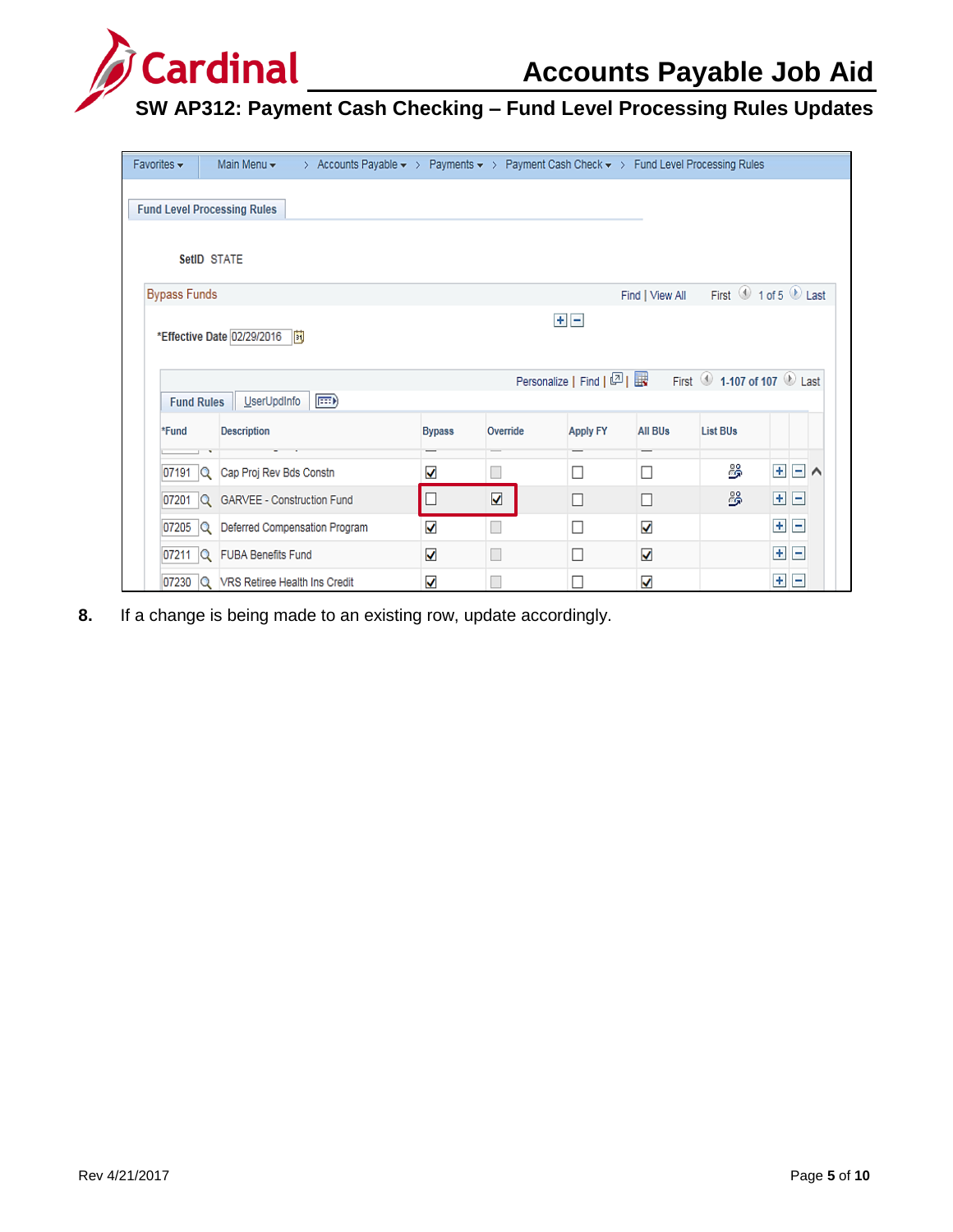8. If a change is being made to an existing row, update accordingly.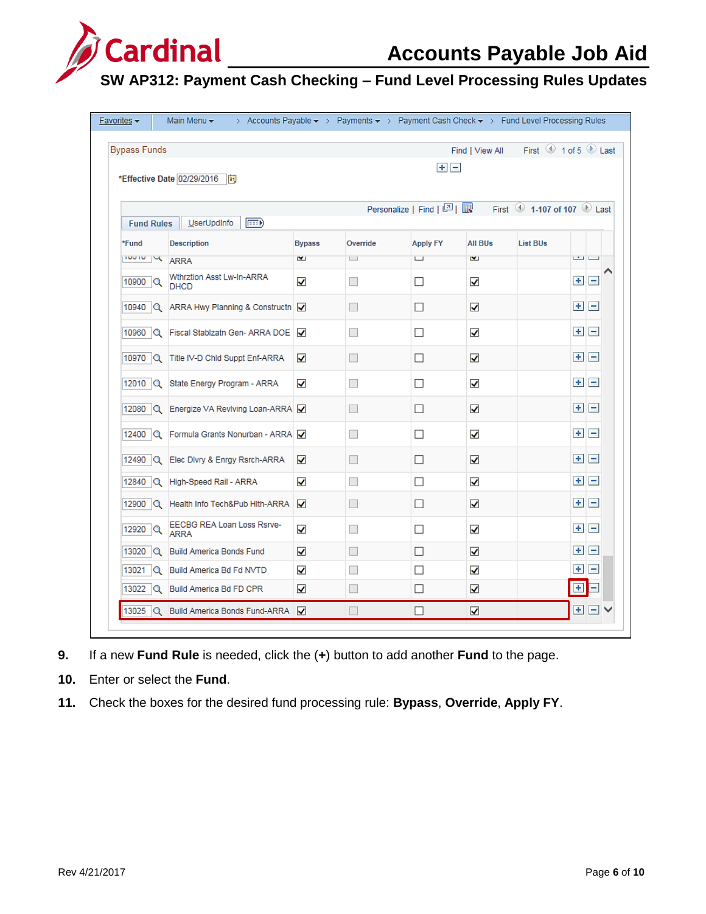# SW AP312: Payment Cash Checking – Fund Level Processing Rules Updates

Favorites ▾ | Main Menu ▾ > Accounts Payable ▾ > Payments ▾ > Payment Cash Check ▾ > Fund Level Processing Rules

Bypass Funds — Find | View All — First 1 of 5 Last

*Effective Date 02/29/2016

Personalize | Find | First 1-107 of 107 Last

Fund Rules | UserUpdInfo

| *Fund | Description | Bypass | Override | Apply FY | All BUs | List BUs |
|---|---|---|---|---|---|---|
| 10010 | ARRA | ☑ | ☐ | ☐ | ☑ | |
| 10900 | Wthrztion Asst Lw-In-ARRA DHCD | ☑ | ☐ | ☐ | ☑ | |
| 10940 | ARRA Hwy Planning & Constructn | ☑ | ☐ | ☐ | ☑ | |
| 10960 | Fiscal Stablzatn Gen- ARRA DOE | ☑ | ☐ | ☐ | ☑ | |
| 10970 | Title IV-D Chld Suppt Enf-ARRA | ☑ | ☐ | ☐ | ☑ | |
| 12010 | State Energy Program - ARRA | ☑ | ☐ | ☐ | ☑ | |
| 12080 | Energize VA Revlving Loan-ARRA | ☑ | ☐ | ☐ | ☑ | |
| 12400 | Formula Grants Nonurban - ARRA | ☑ | ☐ | ☐ | ☑ | |
| 12490 | Elec Dlvry & Enrgy Rsrch-ARRA | ☑ | ☐ | ☐ | ☑ | |
| 12840 | High-Speed Rail - ARRA | ☑ | ☐ | ☐ | ☑ | |
| 12900 | Health Info Tech&Pub Hlth-ARRA | ☑ | ☐ | ☐ | ☑ | |
| 12920 | EECBG REA Loan Loss Rsrve-ARRA | ☑ | ☐ | ☐ | ☑ | |
| 13020 | Build America Bonds Fund | ☑ | ☐ | ☐ | ☑ | |
| 13021 | Build America Bd Fd NVTD | ☑ | ☐ | ☐ | ☑ | |
| 13022 | Build America Bd FD CPR | ☑ | ☐ | ☐ | ☑ | |
| 13025 | Build America Bonds Fund-ARRA | ☑ | ☐ | ☐ | ☑ | |

9. If a new **Fund Rule** is needed, click the (**+**) button to add another **Fund** to the page.
10. Enter or select the **Fund**.
11. Check the boxes for the desired fund processing rule: **Bypass**, **Override**, **Apply FY**.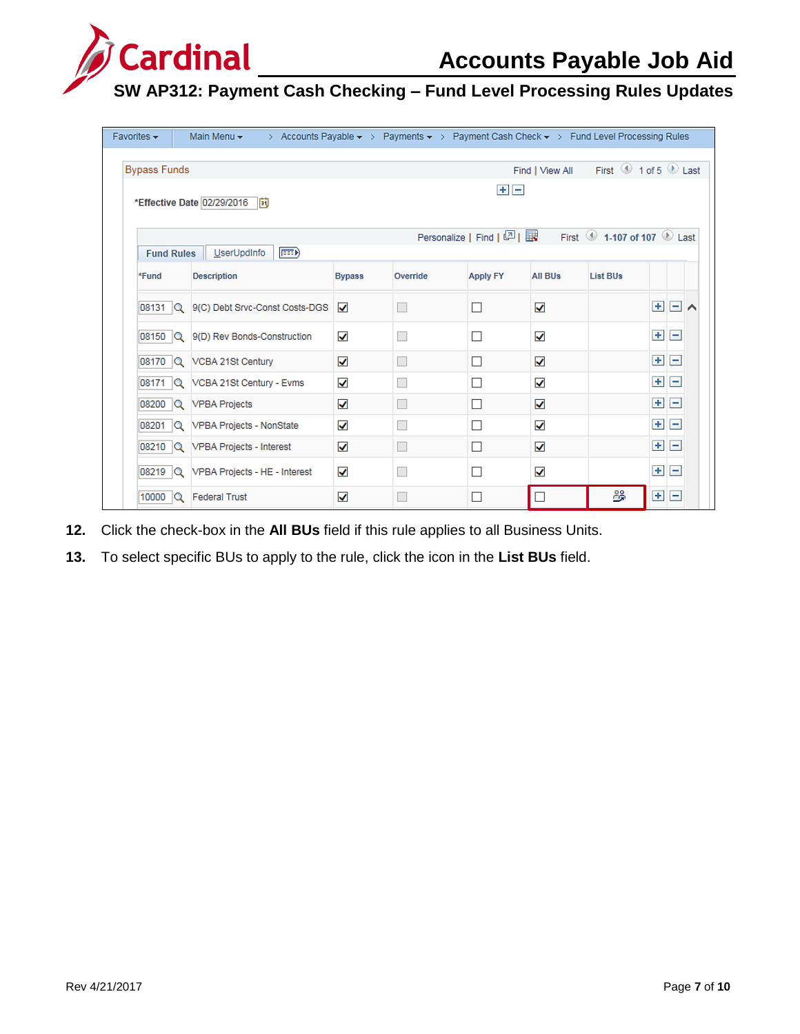| *Fund | Description | Bypass | Override | Apply FY | All BUs | List BUs |
|---|---|---|---|---|---|---|
| 08131 | 9(C) Debt Srvc-Const Costs-DGS | ☑ | ☐ | ☐ | ☑ | |
| 08150 | 9(D) Rev Bonds-Construction | ☑ | ☐ | ☐ | ☑ | |
| 08170 | VCBA 21St Century | ☑ | ☐ | ☐ | ☑ | |
| 08171 | VCBA 21St Century - Evms | ☑ | ☐ | ☐ | ☑ | |
| 08200 | VPBA Projects | ☑ | ☐ | ☐ | ☑ | |
| 08201 | VPBA Projects - NonState | ☑ | ☐ | ☐ | ☑ | |
| 08210 | VPBA Projects - Interest | ☑ | ☐ | ☐ | ☑ | |
| 08219 | VPBA Projects - HE - Interest | ☑ | ☐ | ☐ | ☑ | |
| 10000 | Federal Trust | ☑ | ☐ | ☐ | ☐ | |

12. Click the check-box in the **All BUs** field if this rule applies to all Business Units.

13. To select specific BUs to apply to the rule, click the icon in the **List BUs** field.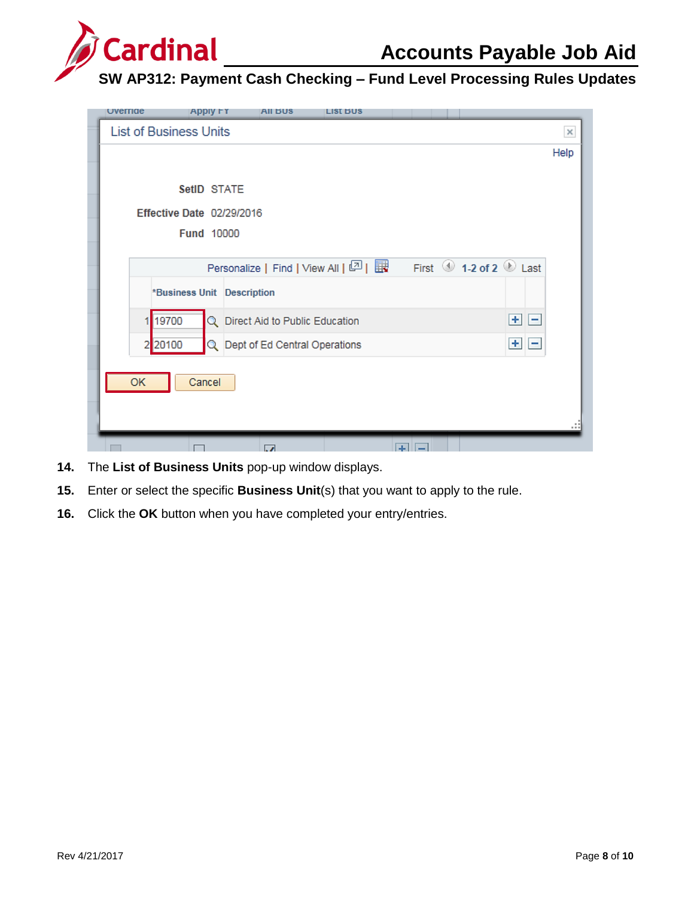14. The **List of Business Units** pop-up window displays.
15. Enter or select the specific **Business Unit**(s) that you want to apply to the rule.
16. Click the **OK** button when you have completed your entry/entries.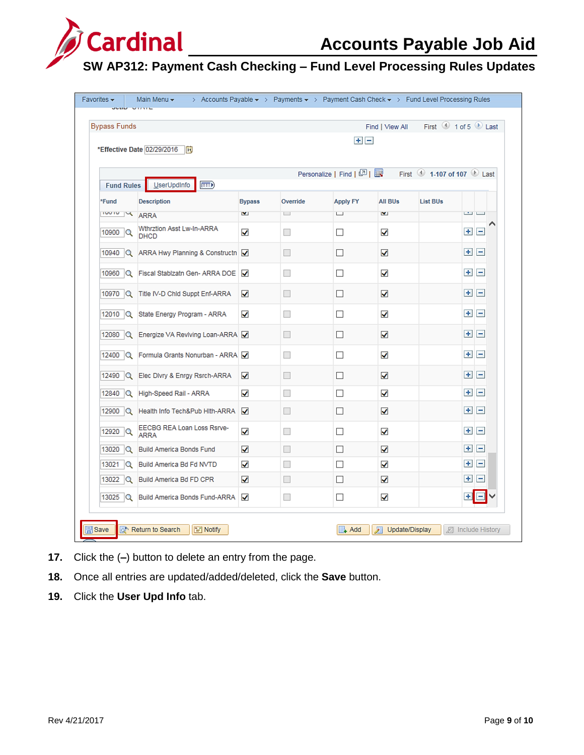| Fund | Description | Bypass | Override | Apply FY | All BUs | List BUs |
|---|---|---|---|---|---|---|
| 10010 | ARRA | ☑ | ☐ | ☐ | ☑ | |
| 10900 | Wthrztion Asst Lw-In-ARRA DHCD | ☑ | ☐ | ☐ | ☑ | |
| 10940 | ARRA Hwy Planning & Constructn | ☑ | ☐ | ☐ | ☑ | |
| 10960 | Fiscal Stablzatn Gen- ARRA DOE | ☑ | ☐ | ☐ | ☑ | |
| 10970 | Title IV-D Chld Suppt Enf-ARRA | ☑ | ☐ | ☐ | ☑ | |
| 12010 | State Energy Program - ARRA | ☑ | ☐ | ☐ | ☑ | |
| 12080 | Energize VA Revlving Loan-ARRA | ☑ | ☐ | ☐ | ☑ | |
| 12400 | Formula Grants Nonurban - ARRA | ☑ | ☐ | ☐ | ☑ | |
| 12490 | Elec Dlvry & Enrgy Rsrch-ARRA | ☑ | ☐ | ☐ | ☑ | |
| 12840 | High-Speed Rail - ARRA | ☑ | ☐ | ☐ | ☑ | |
| 12900 | Health Info Tech&Pub Hlth-ARRA | ☑ | ☐ | ☐ | ☑ | |
| 12920 | EECBG REA Loan Loss Rsrve-ARRA | ☑ | ☐ | ☐ | ☑ | |
| 13020 | Build America Bonds Fund | ☑ | ☐ | ☐ | ☑ | |
| 13021 | Build America Bd Fd NVTD | ☑ | ☐ | ☐ | ☑ | |
| 13022 | Build America Bd FD CPR | ☑ | ☐ | ☐ | ☑ | |
| 13025 | Build America Bonds Fund-ARRA | ☑ | ☐ | ☐ | ☑ | |

17. Click the (**–**) button to delete an entry from the page.
18. Once all entries are updated/added/deleted, click the **Save** button.
19. Click the **User Upd Info** tab.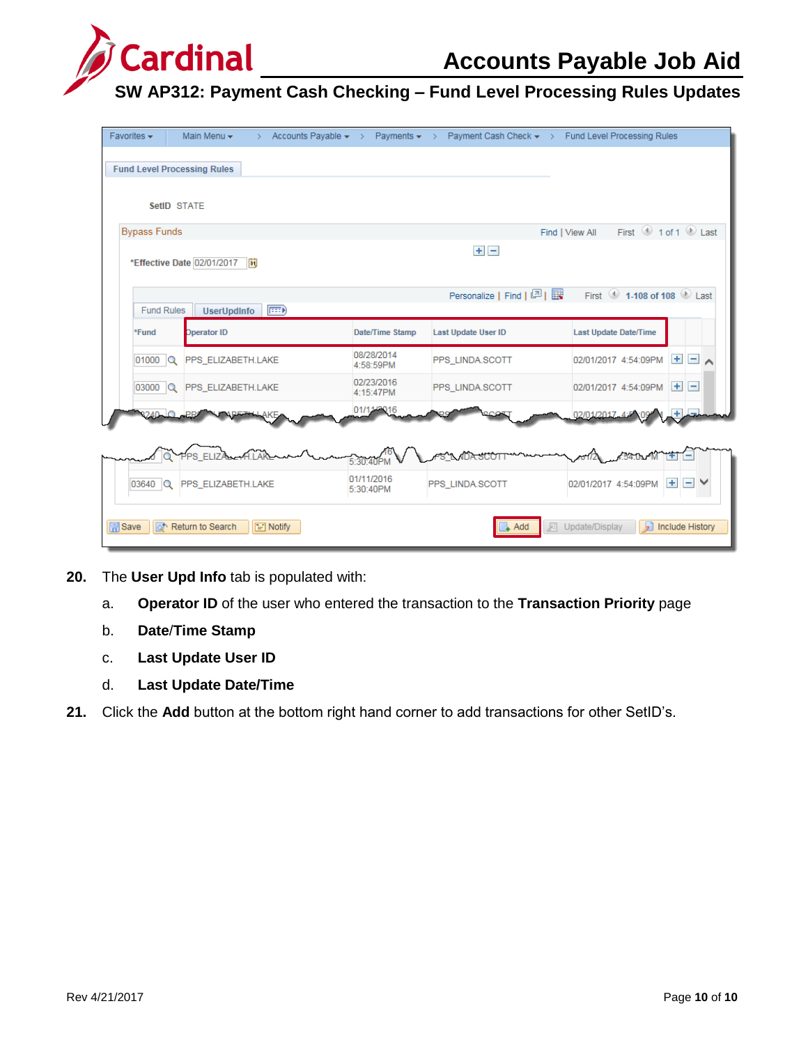# Accounts Payable Job Aid

## SW AP312: Payment Cash Checking – Fund Level Processing Rules Updates

Favorites ▾ Main Menu ▾ > Accounts Payable ▾ > Payments ▾ > Payment Cash Check ▾ > Fund Level Processing Rules

Fund Level Processing Rules

SetID STATE

Bypass Funds — Find | View All — First 1 of 1 Last

*Effective Date 02/01/2017

Personalize | Find | — First 1-108 of 108 Last

Fund Rules | UserUpdInfo

| *Fund | Operator ID | Date/Time Stamp | Last Update User ID | Last Update Date/Time |
|---|---|---|---|---|
| 01000 | PPS_ELIZABETH.LAKE | 08/28/2014 4:58:59PM | PPS_LINDA.SCOTT | 02/01/2017 4:54:09PM |
| 03000 | PPS_ELIZABETH.LAKE | 02/23/2016 4:15:47PM | PPS_LINDA.SCOTT | 02/01/2017 4:54:09PM |
| 0240 | PPS_ELIZABETH.LAKE | 01/11/2016 | PPS_LINDA.SCOTT | 02/01/2017 4:54:09PM |
| | PPS_ELIZABETH.LAKE | 5:30:40PM | PPS_LINDA.SCOTT | 02/01/2017 4:54:09PM |
| 03640 | PPS_ELIZABETH.LAKE | 01/11/2016 5:30:40PM | PPS_LINDA.SCOTT | 02/01/2017 4:54:09PM |

Save | Return to Search | Notify | Add | Update/Display | Include History

20. The **User Upd Info** tab is populated with:

    a. **Operator ID** of the user who entered the transaction to the **Transaction Priority** page

    b. **Date/Time Stamp**

    c. **Last Update User ID**

    d. **Last Update Date/Time**

21. Click the **Add** button at the bottom right hand corner to add transactions for other SetID's.

Rev 4/21/2017